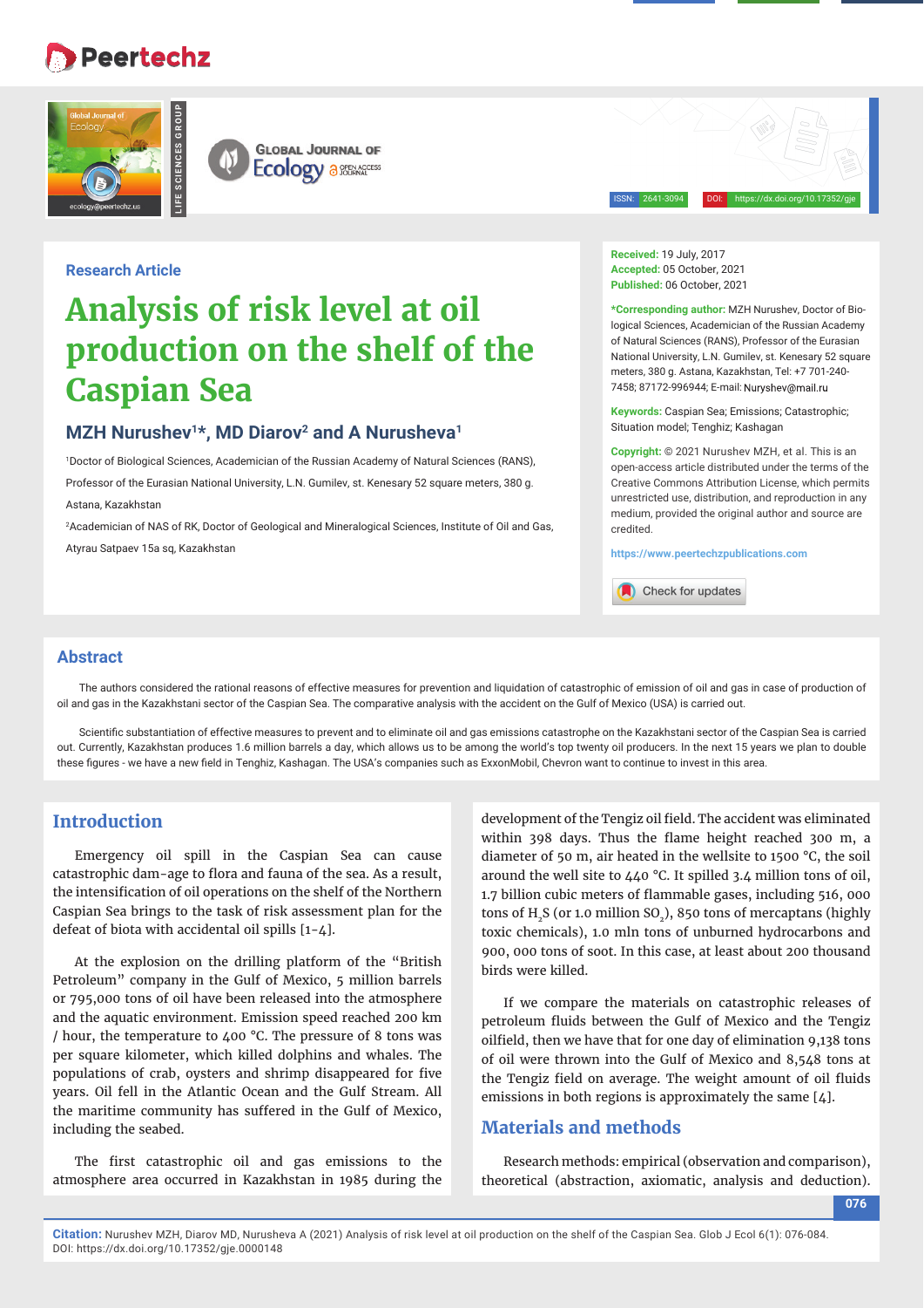Research Article

# Analysis of risk level at oil production on the shelf of the Caspian Sea

**MZH Nurushev[1]*, MD Diarov[2] and A Nurusheva[1]**

[1]Doctor of Biological Sciences, Academician of the Russian Academy of Natural Sciences (RANS), Professor of the Eurasian National University, L.N. Gumilev, st. Kenesary 52 square meters, 380 g. Astana, Kazakhstan

[2]Academician of NAS of RK, Doctor of Geological and Mineralogical Sciences, Institute of Oil and Gas, Atyrau Satpaev 15a sq, Kazakhstan

**Received:** 19 July, 2017
**Accepted:** 05 October, 2021
**Published:** 06 October, 2021

***Corresponding author:** MZH Nurushev, Doctor of Biological Sciences, Academician of the Russian Academy of Natural Sciences (RANS), Professor of the Eurasian National University, L.N. Gumilev, st. Kenesary 52 square meters, 380 g. Astana, Kazakhstan, Tel: +7 701-240-7458; 87172-996944; E-mail: Nuryshev@mail.ru

**Keywords:** Caspian Sea; Emissions; Catastrophic; Situation model; Tenghiz; Kashagan

**Copyright:** © 2021 Nurushev MZH, et al. This is an open-access article distributed under the terms of the Creative Commons Attribution License, which permits unrestricted use, distribution, and reproduction in any medium, provided the original author and source are credited.

https://www.peertechzpublications.com

## Abstract

The authors considered the rational reasons of effective measures for prevention and liquidation of catastrophic of emission of oil and gas in case of production of oil and gas in the Kazakhstani sector of the Caspian Sea. The comparative analysis with the accident on the Gulf of Mexico (USA) is carried out.

Scientific substantiation of effective measures to prevent and to eliminate oil and gas emissions catastrophe on the Kazakhstani sector of the Caspian Sea is carried out. Currently, Kazakhstan produces 1.6 million barrels a day, which allows us to be among the world's top twenty oil producers. In the next 15 years we plan to double these figures - we have a new field in Tenghiz, Kashagan. The USA's companies such as ExxonMobil, Chevron want to continue to invest in this area.

## Introduction

Emergency oil spill in the Caspian Sea can cause catastrophic dam-age to flora and fauna of the sea. As a result, the intensification of oil operations on the shelf of the Northern Caspian Sea brings to the task of risk assessment plan for the defeat of biota with accidental oil spills [1-4].

At the explosion on the drilling platform of the "British Petroleum" company in the Gulf of Mexico, 5 million barrels or 795,000 tons of oil have been released into the atmosphere and the aquatic environment. Emission speed reached 200 km / hour, the temperature to 400 °C. The pressure of 8 tons was per square kilometer, which killed dolphins and whales. The populations of crab, oysters and shrimp disappeared for five years. Oil fell in the Atlantic Ocean and the Gulf Stream. All the maritime community has suffered in the Gulf of Mexico, including the seabed.

The first catastrophic oil and gas emissions to the atmosphere area occurred in Kazakhstan in 1985 during the development of the Tengiz oil field. The accident was eliminated within 398 days. Thus the flame height reached 300 m, a diameter of 50 m, air heated in the wellsite to 1500 °C, the soil around the well site to 440 °C. It spilled 3.4 million tons of oil, 1.7 billion cubic meters of flammable gases, including 516, 000 tons of $H_2S$ (or 1.0 million $SO_2$), 850 tons of mercaptans (highly toxic chemicals), 1.0 mln tons of unburned hydrocarbons and 900, 000 tons of soot. In this case, at least about 200 thousand birds were killed.

If we compare the materials on catastrophic releases of petroleum fluids between the Gulf of Mexico and the Tengiz oilfield, then we have that for one day of elimination 9,138 tons of oil were thrown into the Gulf of Mexico and 8,548 tons at the Tengiz field on average. The weight amount of oil fluids emissions in both regions is approximately the same [4].

## Materials and methods

Research methods: empirical (observation and comparison), theoretical (abstraction, axiomatic, analysis and deduction).

**Citation:** Nurushev MZH, Diarov MD, Nurusheva A (2021) Analysis of risk level at oil production on the shelf of the Caspian Sea. Glob J Ecol 6(1): 076-084. DOI: https://dx.doi.org/10.17352/gje.0000148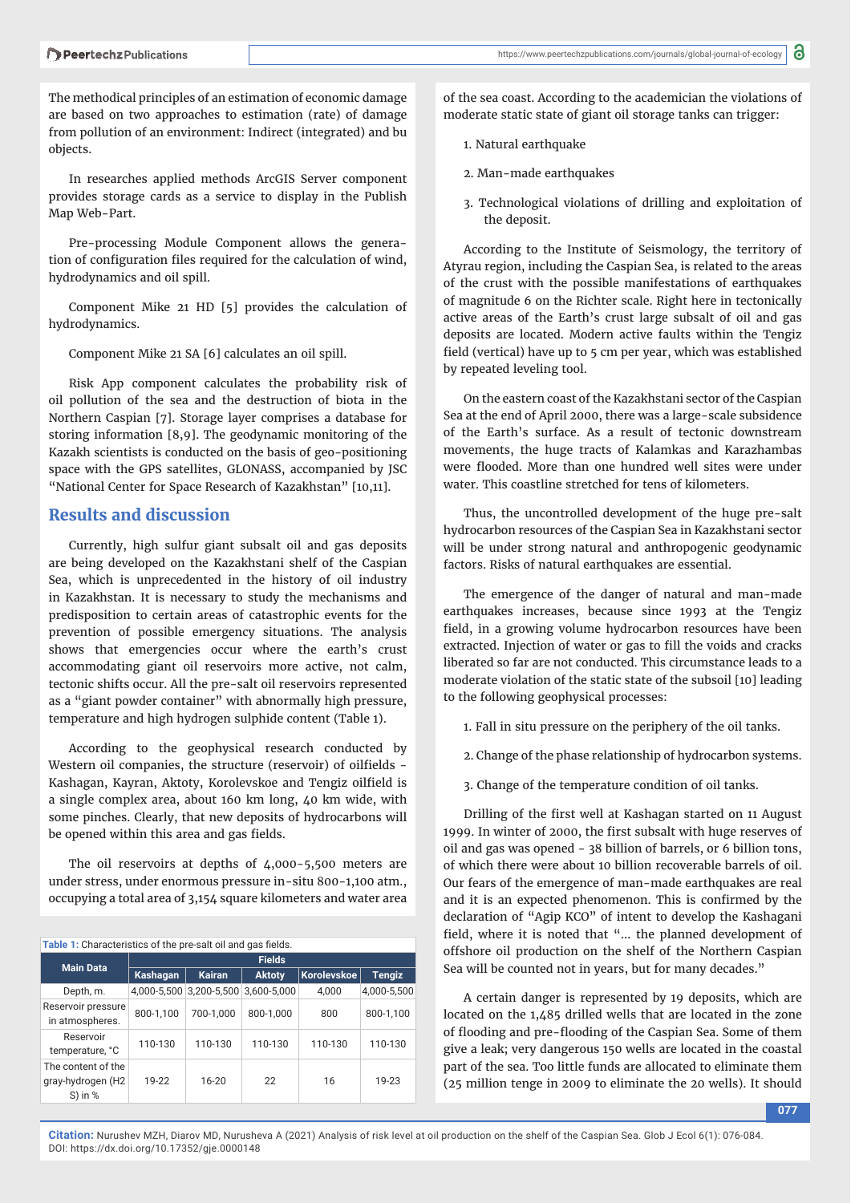The methodical principles of an estimation of economic damage are based on two approaches to estimation (rate) of damage from pollution of an environment: Indirect (integrated) and bu objects.

In researches applied methods ArcGIS Server component provides storage cards as a service to display in the Publish Map Web-Part.

Pre-processing Module Component allows the generation of configuration files required for the calculation of wind, hydrodynamics and oil spill.

Component Mike 21 HD [5] provides the calculation of hydrodynamics.

Component Mike 21 SA [6] calculates an oil spill.

Risk App component calculates the probability risk of oil pollution of the sea and the destruction of biota in the Northern Caspian [7]. Storage layer comprises a database for storing information [8,9]. The geodynamic monitoring of the Kazakh scientists is conducted on the basis of geo-positioning space with the GPS satellites, GLONASS, accompanied by JSC "National Center for Space Research of Kazakhstan" [10,11].

## Results and discussion

Currently, high sulfur giant subsalt oil and gas deposits are being developed on the Kazakhstani shelf of the Caspian Sea, which is unprecedented in the history of oil industry in Kazakhstan. It is necessary to study the mechanisms and predisposition to certain areas of catastrophic events for the prevention of possible emergency situations. The analysis shows that emergencies occur where the earth's crust accommodating giant oil reservoirs more active, not calm, tectonic shifts occur. All the pre-salt oil reservoirs represented as a "giant powder container" with abnormally high pressure, temperature and high hydrogen sulphide content (Table 1).

According to the geophysical research conducted by Western oil companies, the structure (reservoir) of oilfields - Kashagan, Kayran, Aktoty, Korolevskoe and Tengiz oilfield is a single complex area, about 160 km long, 40 km wide, with some pinches. Clearly, that new deposits of hydrocarbons will be opened within this area and gas fields.

The oil reservoirs at depths of 4,000-5,500 meters are under stress, under enormous pressure in-situ 800-1,100 atm., occupying a total area of 3,154 square kilometers and water area of the sea coast. According to the academician the violations of moderate static state of giant oil storage tanks can trigger:

1. Natural earthquake
2. Man-made earthquakes
3. Technological violations of drilling and exploitation of the deposit.

According to the Institute of Seismology, the territory of Atyrau region, including the Caspian Sea, is related to the areas of the crust with the possible manifestations of earthquakes of magnitude 6 on the Richter scale. Right here in tectonically active areas of the Earth's crust large subsalt of oil and gas deposits are located. Modern active faults within the Tengiz field (vertical) have up to 5 cm per year, which was established by repeated leveling tool.

On the eastern coast of the Kazakhstani sector of the Caspian Sea at the end of April 2000, there was a large-scale subsidence of the Earth's surface. As a result of tectonic downstream movements, the huge tracts of Kalamkas and Karazhambas were flooded. More than one hundred well sites were under water. This coastline stretched for tens of kilometers.

Thus, the uncontrolled development of the huge pre-salt hydrocarbon resources of the Caspian Sea in Kazakhstani sector will be under strong natural and anthropogenic geodynamic factors. Risks of natural earthquakes are essential.

The emergence of the danger of natural and man-made earthquakes increases, because since 1993 at the Tengiz field, in a growing volume hydrocarbon resources have been extracted. Injection of water or gas to fill the voids and cracks liberated so far are not conducted. This circumstance leads to a moderate violation of the static state of the subsoil [10] leading to the following geophysical processes:

1. Fall in situ pressure on the periphery of the oil tanks.
2. Change of the phase relationship of hydrocarbon systems.
3. Change of the temperature condition of oil tanks.

Drilling of the first well at Kashagan started on 11 August 1999. In winter of 2000, the first subsalt with huge reserves of oil and gas was opened - 38 billion of barrels, or 6 billion tons, of which there were about 10 billion recoverable barrels of oil. Our fears of the emergence of man-made earthquakes are real and it is an expected phenomenon. This is confirmed by the declaration of "Agip KCO" of intent to develop the Kashagani field, where it is noted that "... the planned development of offshore oil production on the shelf of the Northern Caspian Sea will be counted not in years, but for many decades."

A certain danger is represented by 19 deposits, which are located on the 1,485 drilled wells that are located in the zone of flooding and pre-flooding of the Caspian Sea. Some of them give a leak; very dangerous 150 wells are located in the coastal part of the sea. Too little funds are allocated to eliminate them (25 million tenge in 2009 to eliminate the 20 wells). It should

**Table 1:** Characteristics of the pre-salt oil and gas fields.

| Main Data | Fields | | | | |
|---|---|---|---|---|---|
| | Kashagan | Kairan | Aktoty | Korolevskoe | Tengiz |
| Depth, m. | 4,000-5,500 | 3,200-5,500 | 3,600-5,000 | 4,000 | 4,000-5,500 |
| Reservoir pressure in atmospheres. | 800-1,100 | 700-1,000 | 800-1,000 | 800 | 800-1,100 |
| Reservoir temperature, °C | 110-130 | 110-130 | 110-130 | 110-130 | 110-130 |
| The content of the gray-hydrogen ($H_2S$) in % | 19-22 | 16-20 | 22 | 16 | 19-23 |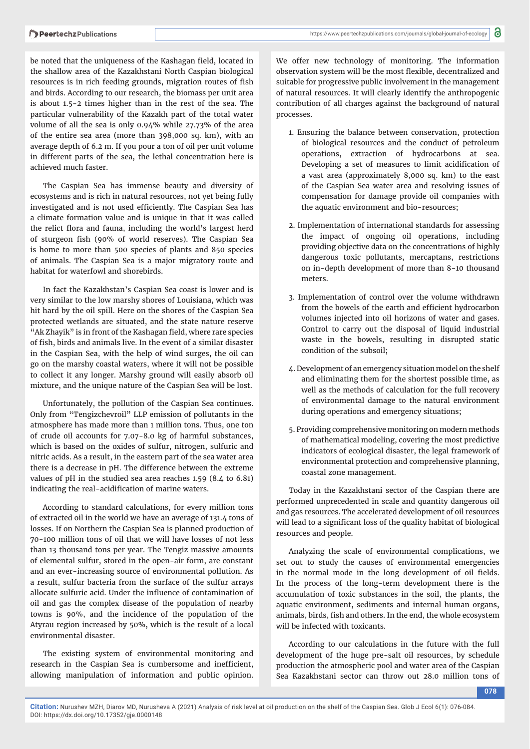be noted that the uniqueness of the Kashagan field, located in the shallow area of the Kazakhstani North Caspian biological resources is in rich feeding grounds, migration routes of fish and birds. According to our research, the biomass per unit area is about 1.5-2 times higher than in the rest of the sea. The particular vulnerability of the Kazakh part of the total water volume of all the sea is only 0.94% while 27.73% of the area of the entire sea area (more than 398,000 sq. km), with an average depth of 6.2 m. If you pour a ton of oil per unit volume in different parts of the sea, the lethal concentration here is achieved much faster.

The Caspian Sea has immense beauty and diversity of ecosystems and is rich in natural resources, not yet being fully investigated and is not used efficiently. The Caspian Sea has a climate formation value and is unique in that it was called the relict flora and fauna, including the world's largest herd of sturgeon fish (90% of world reserves). The Caspian Sea is home to more than 500 species of plants and 850 species of animals. The Caspian Sea is a major migratory route and habitat for waterfowl and shorebirds.

In fact the Kazakhstan's Caspian Sea coast is lower and is very similar to the low marshy shores of Louisiana, which was hit hard by the oil spill. Here on the shores of the Caspian Sea protected wetlands are situated, and the state nature reserve "Ak Zhayik" is in front of the Kashagan field, where rare species of fish, birds and animals live. In the event of a similar disaster in the Caspian Sea, with the help of wind surges, the oil can go on the marshy coastal waters, where it will not be possible to collect it any longer. Marshy ground will easily absorb oil mixture, and the unique nature of the Caspian Sea will be lost.

Unfortunately, the pollution of the Caspian Sea continues. Only from "Tengizchevroil" LLP emission of pollutants in the atmosphere has made more than 1 million tons. Thus, one ton of crude oil accounts for 7.07-8.0 kg of harmful substances, which is based on the oxides of sulfur, nitrogen, sulfuric and nitric acids. As a result, in the eastern part of the sea water area there is a decrease in pH. The difference between the extreme values of pH in the studied sea area reaches 1.59 (8.4 to 6.81) indicating the real-acidification of marine waters.

According to standard calculations, for every million tons of extracted oil in the world we have an average of 131.4 tons of losses. If on Northern the Caspian Sea is planned production of 70-100 million tons of oil that we will have losses of not less than 13 thousand tons per year. The Tengiz massive amounts of elemental sulfur, stored in the open-air form, are constant and an ever-increasing source of environmental pollution. As a result, sulfur bacteria from the surface of the sulfur arrays allocate sulfuric acid. Under the influence of contamination of oil and gas the complex disease of the population of nearby towns is 90%, and the incidence of the population of the Atyrau region increased by 50%, which is the result of a local environmental disaster.

The existing system of environmental monitoring and research in the Caspian Sea is cumbersome and inefficient, allowing manipulation of information and public opinion. We offer new technology of monitoring. The information observation system will be the most flexible, decentralized and suitable for progressive public involvement in the management of natural resources. It will clearly identify the anthropogenic contribution of all charges against the background of natural processes.

1. Ensuring the balance between conservation, protection of biological resources and the conduct of petroleum operations, extraction of hydrocarbons at sea. Developing a set of measures to limit acidification of a vast area (approximately 8,000 sq. km) to the east of the Caspian Sea water area and resolving issues of compensation for damage provide oil companies with the aquatic environment and bio-resources;

2. Implementation of international standards for assessing the impact of ongoing oil operations, including providing objective data on the concentrations of highly dangerous toxic pollutants, mercaptans, restrictions on in-depth development of more than 8-10 thousand meters.

3. Implementation of control over the volume withdrawn from the bowels of the earth and efficient hydrocarbon volumes injected into oil horizons of water and gases. Control to carry out the disposal of liquid industrial waste in the bowels, resulting in disrupted static condition of the subsoil;

4. Development of an emergency situation model on the shelf and eliminating them for the shortest possible time, as well as the methods of calculation for the full recovery of environmental damage to the natural environment during operations and emergency situations;

5. Providing comprehensive monitoring on modern methods of mathematical modeling, covering the most predictive indicators of ecological disaster, the legal framework of environmental protection and comprehensive planning, coastal zone management.

Today in the Kazakhstani sector of the Caspian there are performed unprecedented in scale and quantity dangerous oil and gas resources. The accelerated development of oil resources will lead to a significant loss of the quality habitat of biological resources and people.

Analyzing the scale of environmental complications, we set out to study the causes of environmental emergencies in the normal mode in the long development of oil fields. In the process of the long-term development there is the accumulation of toxic substances in the soil, the plants, the aquatic environment, sediments and internal human organs, animals, birds, fish and others. In the end, the whole ecosystem will be infected with toxicants.

According to our calculations in the future with the full development of the huge pre-salt oil resources, by schedule production the atmospheric pool and water area of the Caspian Sea Kazakhstani sector can throw out 28.0 million tons of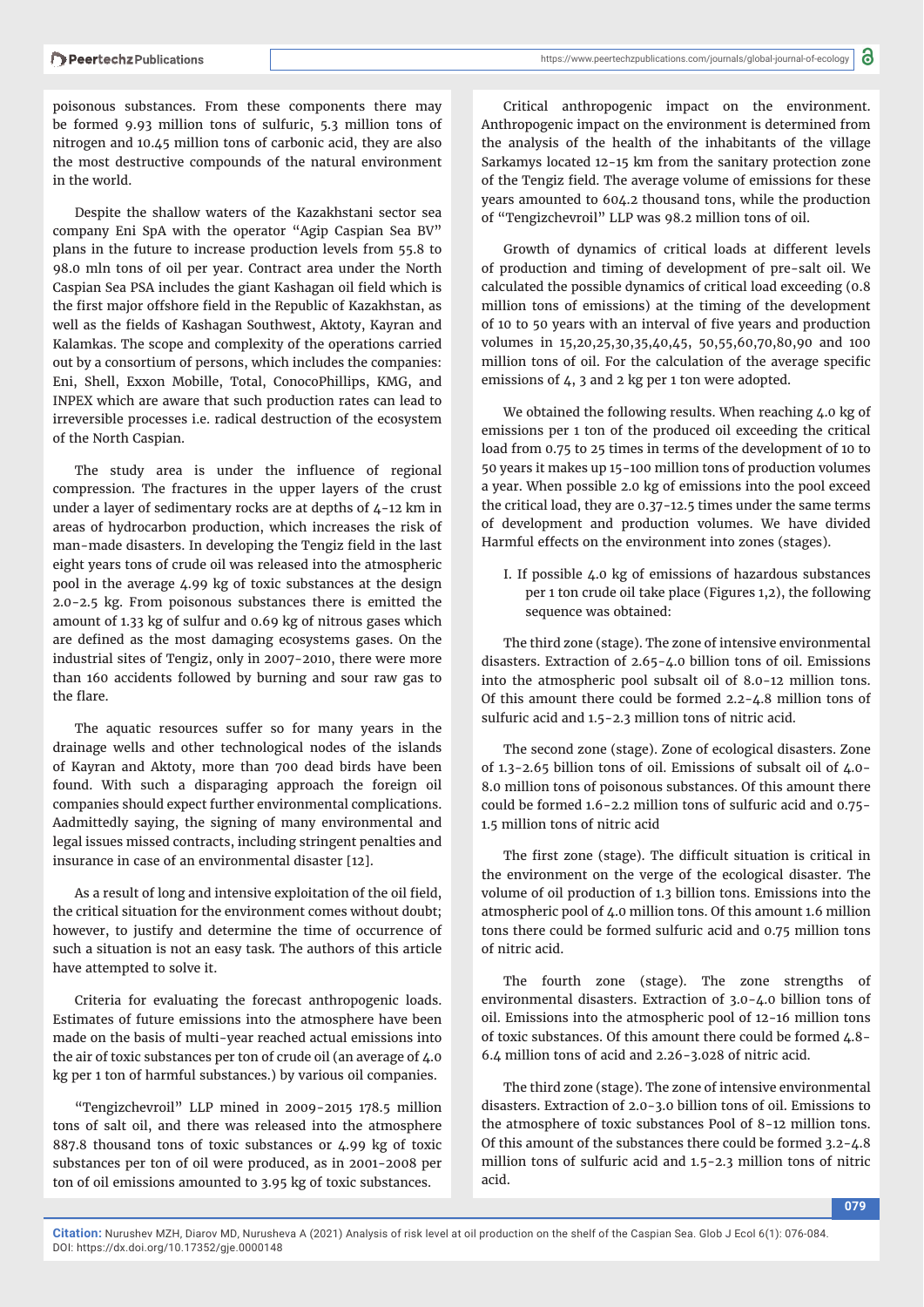poisonous substances. From these components there may be formed 9.93 million tons of sulfuric, 5.3 million tons of nitrogen and 10.45 million tons of carbonic acid, they are also the most destructive compounds of the natural environment in the world.

Despite the shallow waters of the Kazakhstani sector sea company Eni SpA with the operator "Agip Caspian Sea BV" plans in the future to increase production levels from 55.8 to 98.0 mln tons of oil per year. Contract area under the North Caspian Sea PSA includes the giant Kashagan oil field which is the first major offshore field in the Republic of Kazakhstan, as well as the fields of Kashagan Southwest, Aktoty, Kayran and Kalamkas. The scope and complexity of the operations carried out by a consortium of persons, which includes the companies: Eni, Shell, Exxon Mobille, Total, ConocoPhillips, KMG, and INPEX which are aware that such production rates can lead to irreversible processes i.e. radical destruction of the ecosystem of the North Caspian.

The study area is under the influence of regional compression. The fractures in the upper layers of the crust under a layer of sedimentary rocks are at depths of 4-12 km in areas of hydrocarbon production, which increases the risk of man-made disasters. In developing the Tengiz field in the last eight years tons of crude oil was released into the atmospheric pool in the average 4.99 kg of toxic substances at the design 2.0-2.5 kg. From poisonous substances there is emitted the amount of 1.33 kg of sulfur and 0.69 kg of nitrous gases which are defined as the most damaging ecosystems gases. On the industrial sites of Tengiz, only in 2007-2010, there were more than 160 accidents followed by burning and sour raw gas to the flare.

The aquatic resources suffer so for many years in the drainage wells and other technological nodes of the islands of Kayran and Aktoty, more than 700 dead birds have been found. With such a disparaging approach the foreign oil companies should expect further environmental complications. Aadmittedly saying, the signing of many environmental and legal issues missed contracts, including stringent penalties and insurance in case of an environmental disaster [12].

As a result of long and intensive exploitation of the oil field, the critical situation for the environment comes without doubt; however, to justify and determine the time of occurrence of such a situation is not an easy task. The authors of this article have attempted to solve it.

Criteria for evaluating the forecast anthropogenic loads. Estimates of future emissions into the atmosphere have been made on the basis of multi-year reached actual emissions into the air of toxic substances per ton of crude oil (an average of 4.0 kg per 1 ton of harmful substances.) by various oil companies.

"Tengizchevroil" LLP mined in 2009-2015 178.5 million tons of salt oil, and there was released into the atmosphere 887.8 thousand tons of toxic substances or 4.99 kg of toxic substances per ton of oil were produced, as in 2001-2008 per ton of oil emissions amounted to 3.95 kg of toxic substances.

Critical anthropogenic impact on the environment. Anthropogenic impact on the environment is determined from the analysis of the health of the inhabitants of the village Sarkamys located 12-15 km from the sanitary protection zone of the Tengiz field. The average volume of emissions for these years amounted to 604.2 thousand tons, while the production of "Tengizchevroil" LLP was 98.2 million tons of oil.

Growth of dynamics of critical loads at different levels of production and timing of development of pre-salt oil. We calculated the possible dynamics of critical load exceeding (0.8 million tons of emissions) at the timing of the development of 10 to 50 years with an interval of five years and production volumes in 15,20,25,30,35,40,45, 50,55,60,70,80,90 and 100 million tons of oil. For the calculation of the average specific emissions of 4, 3 and 2 kg per 1 ton were adopted.

We obtained the following results. When reaching 4.0 kg of emissions per 1 ton of the produced oil exceeding the critical load from 0.75 to 25 times in terms of the development of 10 to 50 years it makes up 15-100 million tons of production volumes a year. When possible 2.0 kg of emissions into the pool exceed the critical load, they are 0.37-12.5 times under the same terms of development and production volumes. We have divided Harmful effects on the environment into zones (stages).

I. If possible 4.0 kg of emissions of hazardous substances per 1 ton crude oil take place (Figures 1,2), the following sequence was obtained:

The third zone (stage). The zone of intensive environmental disasters. Extraction of 2.65-4.0 billion tons of oil. Emissions into the atmospheric pool subsalt oil of 8.0-12 million tons. Of this amount there could be formed 2.2-4.8 million tons of sulfuric acid and 1.5-2.3 million tons of nitric acid.

The second zone (stage). Zone of ecological disasters. Zone of 1.3-2.65 billion tons of oil. Emissions of subsalt oil of 4.0-8.0 million tons of poisonous substances. Of this amount there could be formed 1.6-2.2 million tons of sulfuric acid and 0.75-1.5 million tons of nitric acid

The first zone (stage). The difficult situation is critical in the environment on the verge of the ecological disaster. The volume of oil production of 1.3 billion tons. Emissions into the atmospheric pool of 4.0 million tons. Of this amount 1.6 million tons there could be formed sulfuric acid and 0.75 million tons of nitric acid.

The fourth zone (stage). The zone strengths of environmental disasters. Extraction of 3.0-4.0 billion tons of oil. Emissions into the atmospheric pool of 12-16 million tons of toxic substances. Of this amount there could be formed 4.8-6.4 million tons of acid and 2.26-3.028 of nitric acid.

The third zone (stage). The zone of intensive environmental disasters. Extraction of 2.0-3.0 billion tons of oil. Emissions to the atmosphere of toxic substances Pool of 8-12 million tons. Of this amount of the substances there could be formed 3.2-4.8 million tons of sulfuric acid and 1.5-2.3 million tons of nitric acid.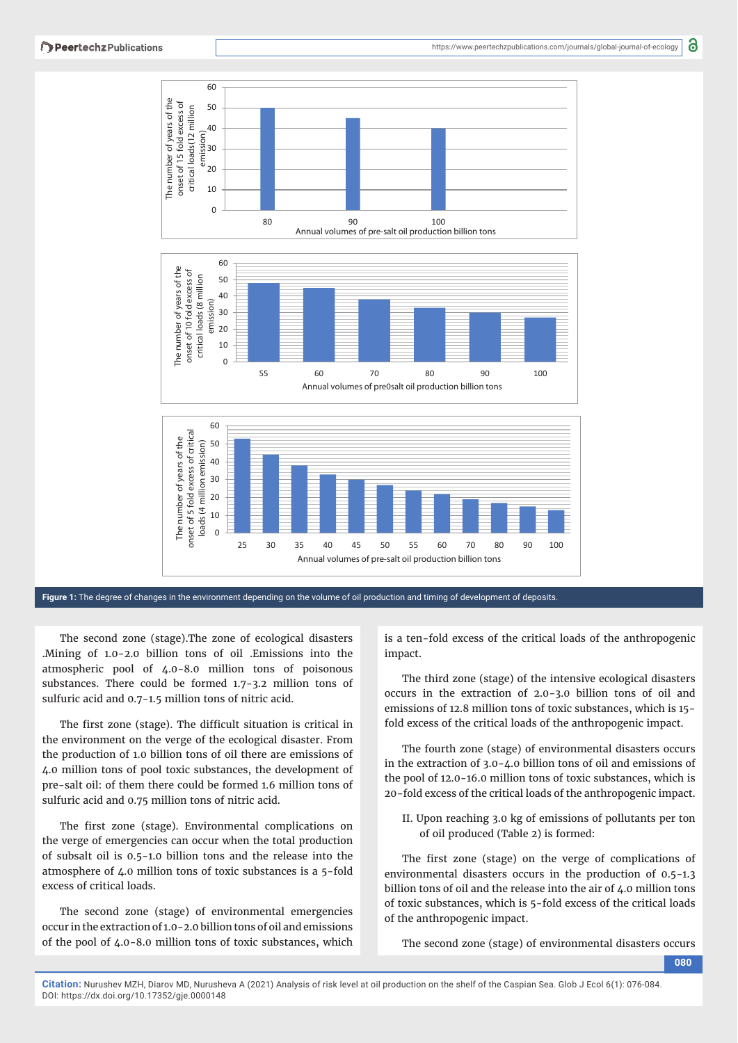**Figure 1:** The degree of changes in the environment depending on the volume of oil production and timing of development of deposits.

The second zone (stage).The zone of ecological disasters .Mining of 1.0-2.0 billion tons of oil .Emissions into the atmospheric pool of 4.0-8.0 million tons of poisonous substances. There could be formed 1.7-3.2 million tons of sulfuric acid and 0.7-1.5 million tons of nitric acid.

The first zone (stage). The difficult situation is critical in the environment on the verge of the ecological disaster. From the production of 1.0 billion tons of oil there are emissions of 4.0 million tons of pool toxic substances, the development of pre-salt oil: of them there could be formed 1.6 million tons of sulfuric acid and 0.75 million tons of nitric acid.

The first zone (stage). Environmental complications on the verge of emergencies can occur when the total production of subsalt oil is 0.5-1.0 billion tons and the release into the atmosphere of 4.0 million tons of toxic substances is a 5-fold excess of critical loads.

The second zone (stage) of environmental emergencies occur in the extraction of 1.0-2.0 billion tons of oil and emissions of the pool of 4.0-8.0 million tons of toxic substances, which is a ten-fold excess of the critical loads of the anthropogenic impact.

The third zone (stage) of the intensive ecological disasters occurs in the extraction of 2.0-3.0 billion tons of oil and emissions of 12.8 million tons of toxic substances, which is 15-fold excess of the critical loads of the anthropogenic impact.

The fourth zone (stage) of environmental disasters occurs in the extraction of 3.0-4.0 billion tons of oil and emissions of the pool of 12.0-16.0 million tons of toxic substances, which is 20-fold excess of the critical loads of the anthropogenic impact.

II. Upon reaching 3.0 kg of emissions of pollutants per ton of oil produced (Table 2) is formed:

The first zone (stage) on the verge of complications of environmental disasters occurs in the production of 0.5-1.3 billion tons of oil and the release into the air of 4.0 million tons of toxic substances, which is 5-fold excess of the critical loads of the anthropogenic impact.

The second zone (stage) of environmental disasters occurs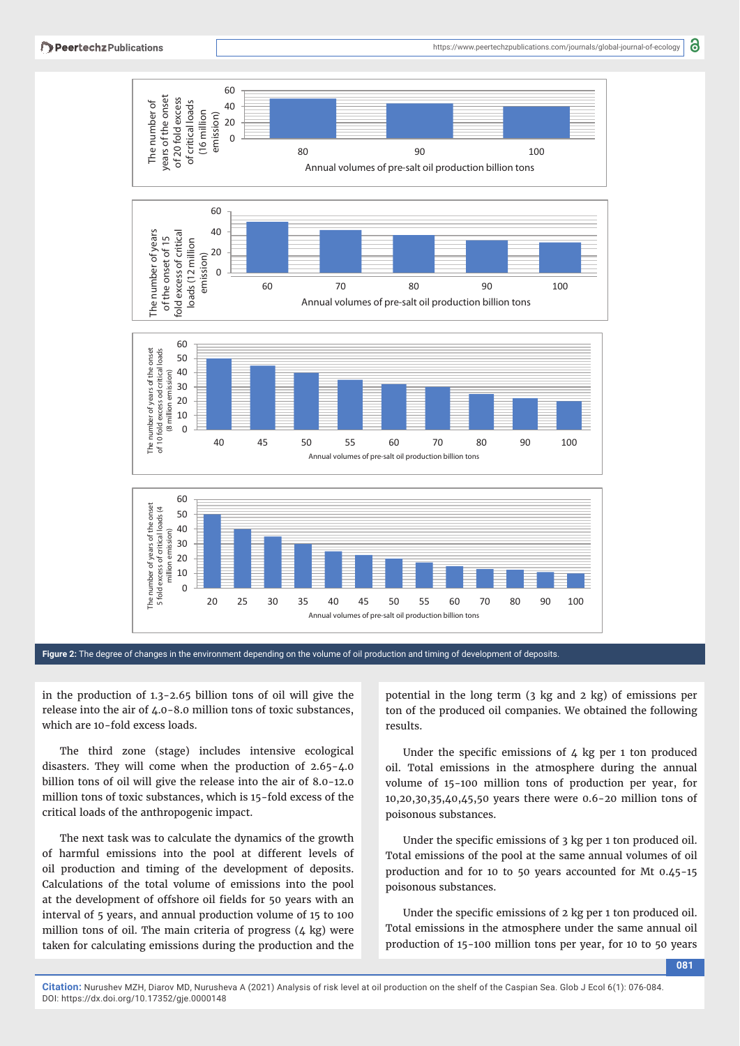Figure 2: The degree of changes in the environment depending on the volume of oil production and timing of development of deposits.

in the production of 1.3-2.65 billion tons of oil will give the release into the air of 4.0-8.0 million tons of toxic substances, which are 10-fold excess loads.

The third zone (stage) includes intensive ecological disasters. They will come when the production of 2.65-4.0 billion tons of oil will give the release into the air of 8.0-12.0 million tons of toxic substances, which is 15-fold excess of the critical loads of the anthropogenic impact.

The next task was to calculate the dynamics of the growth of harmful emissions into the pool at different levels of oil production and timing of the development of deposits. Calculations of the total volume of emissions into the pool at the development of offshore oil fields for 50 years with an interval of 5 years, and annual production volume of 15 to 100 million tons of oil. The main criteria of progress (4 kg) were taken for calculating emissions during the production and the potential in the long term (3 kg and 2 kg) of emissions per ton of the produced oil companies. We obtained the following results.

Under the specific emissions of 4 kg per 1 ton produced oil. Total emissions in the atmosphere during the annual volume of 15-100 million tons of production per year, for 10,20,30,35,40,45,50 years there were 0.6-20 million tons of poisonous substances.

Under the specific emissions of 3 kg per 1 ton produced oil. Total emissions of the pool at the same annual volumes of oil production and for 10 to 50 years accounted for Mt 0.45-15 poisonous substances.

Under the specific emissions of 2 kg per 1 ton produced oil. Total emissions in the atmosphere under the same annual oil production of 15-100 million tons per year, for 10 to 50 years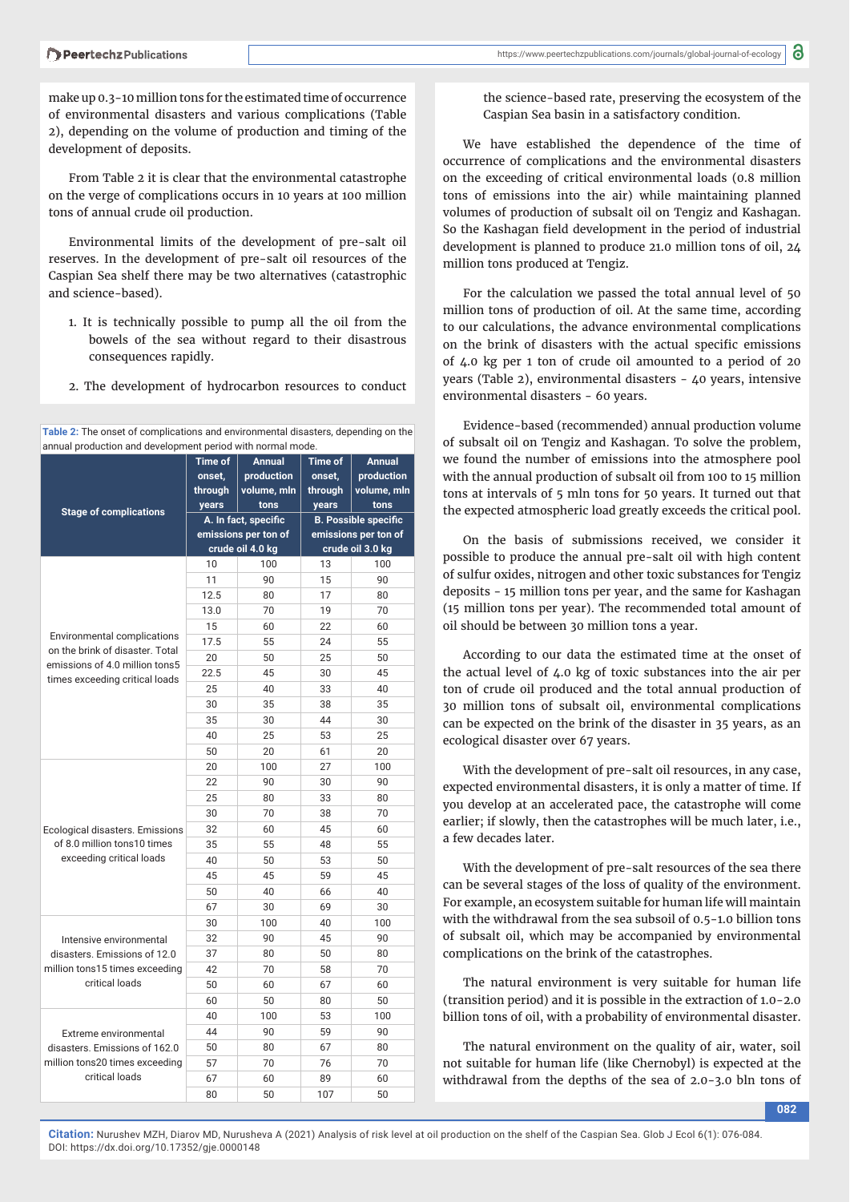make up 0.3-10 million tons for the estimated time of occurrence of environmental disasters and various complications (Table 2), depending on the volume of production and timing of the development of deposits.

From Table 2 it is clear that the environmental catastrophe on the verge of complications occurs in 10 years at 100 million tons of annual crude oil production.

Environmental limits of the development of pre-salt oil reserves. In the development of pre-salt oil resources of the Caspian Sea shelf there may be two alternatives (catastrophic and science-based).

1. It is technically possible to pump all the oil from the bowels of the sea without regard to their disastrous consequences rapidly.
2. The development of hydrocarbon resources to conduct the science-based rate, preserving the ecosystem of the Caspian Sea basin in a satisfactory condition.

**Table 2:** The onset of complications and environmental disasters, depending on the annual production and development period with normal mode.

| Stage of complications | Time of onset, through years | Annual production volume, mln tons | Time of onset, through years | Annual production volume, mln tons |
|---|---|---|---|---|
| | A. In fact, specific emissions per ton of crude oil 4.0 kg | | B. Possible specific emissions per ton of crude oil 3.0 kg | |
| Environmental complications on the brink of disaster. Total emissions of 4.0 million tons5 times exceeding critical loads | 10 | 100 | 13 | 100 |
| | 11 | 90 | 15 | 90 |
| | 12.5 | 80 | 17 | 80 |
| | 13.0 | 70 | 19 | 70 |
| | 15 | 60 | 22 | 60 |
| | 17.5 | 55 | 24 | 55 |
| | 20 | 50 | 25 | 50 |
| | 22.5 | 45 | 30 | 45 |
| | 25 | 40 | 33 | 40 |
| | 30 | 35 | 38 | 35 |
| | 35 | 30 | 44 | 30 |
| | 40 | 25 | 53 | 25 |
| | 50 | 20 | 61 | 20 |
| Ecological disasters. Emissions of 8.0 million tons10 times exceeding critical loads | 20 | 100 | 27 | 100 |
| | 22 | 90 | 30 | 90 |
| | 25 | 80 | 33 | 80 |
| | 30 | 70 | 38 | 70 |
| | 32 | 60 | 45 | 60 |
| | 35 | 55 | 48 | 55 |
| | 40 | 50 | 53 | 50 |
| | 45 | 45 | 59 | 45 |
| | 50 | 40 | 66 | 40 |
| | 67 | 30 | 69 | 30 |
| Intensive environmental disasters. Emissions of 12.0 million tons15 times exceeding critical loads | 30 | 100 | 40 | 100 |
| | 32 | 90 | 45 | 90 |
| | 37 | 80 | 50 | 80 |
| | 42 | 70 | 58 | 70 |
| | 50 | 60 | 67 | 60 |
| | 60 | 50 | 80 | 50 |
| Extreme environmental disasters. Emissions of 162.0 million tons20 times exceeding critical loads | 40 | 100 | 53 | 100 |
| | 44 | 90 | 59 | 90 |
| | 50 | 80 | 67 | 80 |
| | 57 | 70 | 76 | 70 |
| | 67 | 60 | 89 | 60 |
| | 80 | 50 | 107 | 50 |

We have established the dependence of the time of occurrence of complications and the environmental disasters on the exceeding of critical environmental loads (0.8 million tons of emissions into the air) while maintaining planned volumes of production of subsalt oil on Tengiz and Kashagan. So the Kashagan field development in the period of industrial development is planned to produce 21.0 million tons of oil, 24 million tons produced at Tengiz.

For the calculation we passed the total annual level of 50 million tons of production of oil. At the same time, according to our calculations, the advance environmental complications on the brink of disasters with the actual specific emissions of 4.0 kg per 1 ton of crude oil amounted to a period of 20 years (Table 2), environmental disasters - 40 years, intensive environmental disasters - 60 years.

Evidence-based (recommended) annual production volume of subsalt oil on Tengiz and Kashagan. To solve the problem, we found the number of emissions into the atmosphere pool with the annual production of subsalt oil from 100 to 15 million tons at intervals of 5 mln tons for 50 years. It turned out that the expected atmospheric load greatly exceeds the critical pool.

On the basis of submissions received, we consider it possible to produce the annual pre-salt oil with high content of sulfur oxides, nitrogen and other toxic substances for Tengiz deposits - 15 million tons per year, and the same for Kashagan (15 million tons per year). The recommended total amount of oil should be between 30 million tons a year.

According to our data the estimated time at the onset of the actual level of 4.0 kg of toxic substances into the air per ton of crude oil produced and the total annual production of 30 million tons of subsalt oil, environmental complications can be expected on the brink of the disaster in 35 years, as an ecological disaster over 67 years.

With the development of pre-salt oil resources, in any case, expected environmental disasters, it is only a matter of time. If you develop at an accelerated pace, the catastrophe will come earlier; if slowly, then the catastrophes will be much later, i.e., a few decades later.

With the development of pre-salt resources of the sea there can be several stages of the loss of quality of the environment. For example, an ecosystem suitable for human life will maintain with the withdrawal from the sea subsoil of 0.5-1.0 billion tons of subsalt oil, which may be accompanied by environmental complications on the brink of the catastrophes.

The natural environment is very suitable for human life (transition period) and it is possible in the extraction of 1.0-2.0 billion tons of oil, with a probability of environmental disaster.

The natural environment on the quality of air, water, soil not suitable for human life (like Chernobyl) is expected at the withdrawal from the depths of the sea of 2.0-3.0 bln tons of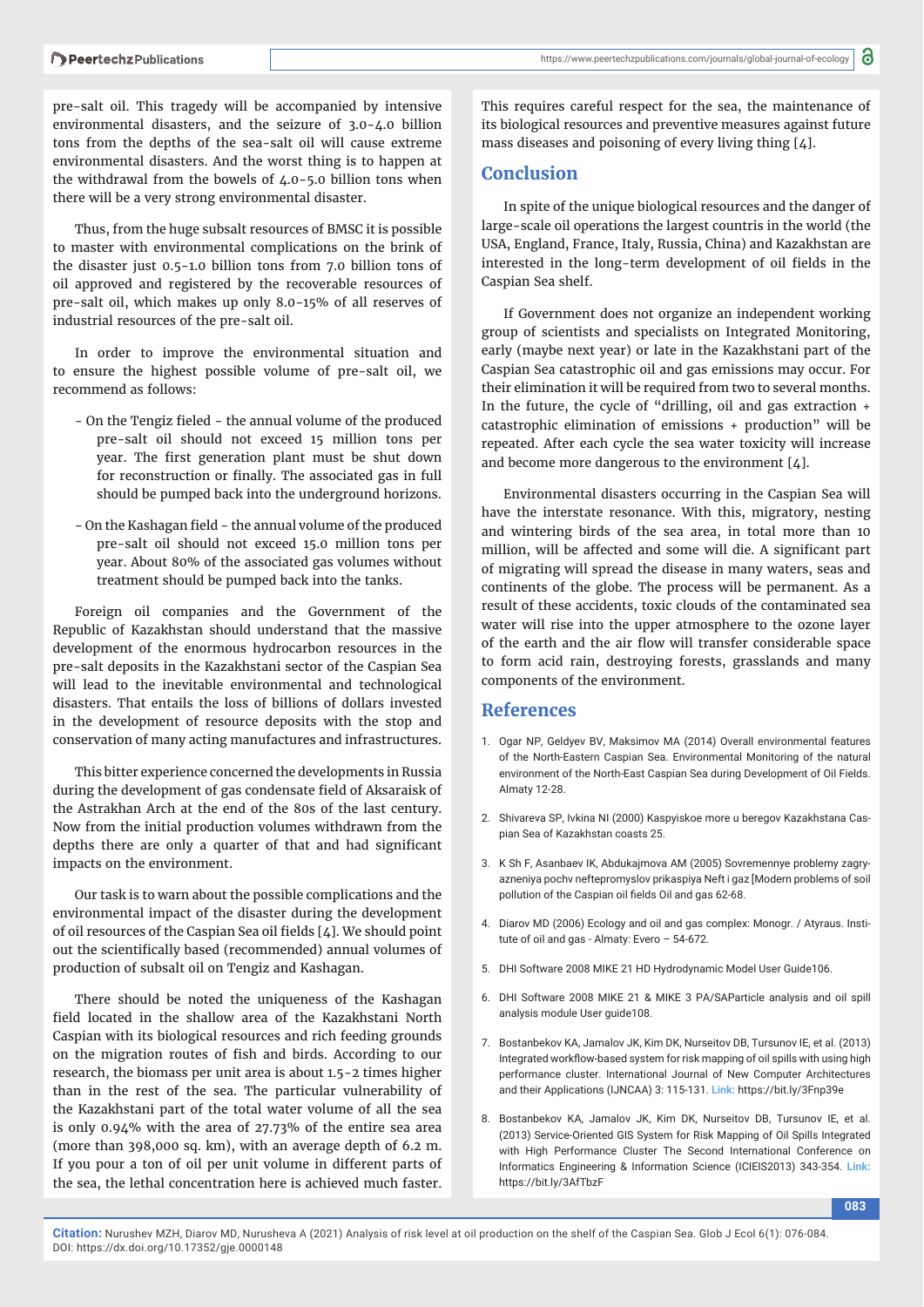pre-salt oil. This tragedy will be accompanied by intensive environmental disasters, and the seizure of 3.0-4.0 billion tons from the depths of the sea-salt oil will cause extreme environmental disasters. And the worst thing is to happen at the withdrawal from the bowels of 4.0-5.0 billion tons when there will be a very strong environmental disaster.

Thus, from the huge subsalt resources of BMSC it is possible to master with environmental complications on the brink of the disaster just 0.5-1.0 billion tons from 7.0 billion tons of oil approved and registered by the recoverable resources of pre-salt oil, which makes up only 8.0-15% of all reserves of industrial resources of the pre-salt oil.

In order to improve the environmental situation and to ensure the highest possible volume of pre-salt oil, we recommend as follows:

- On the Tengiz fieled - the annual volume of the produced pre-salt oil should not exceed 15 million tons per year. The first generation plant must be shut down for reconstruction or finally. The associated gas in full should be pumped back into the underground horizons.
- On the Kashagan field - the annual volume of the produced pre-salt oil should not exceed 15.0 million tons per year. About 80% of the associated gas volumes without treatment should be pumped back into the tanks.

Foreign oil companies and the Government of the Republic of Kazakhstan should understand that the massive development of the enormous hydrocarbon resources in the pre-salt deposits in the Kazakhstani sector of the Caspian Sea will lead to the inevitable environmental and technological disasters. That entails the loss of billions of dollars invested in the development of resource deposits with the stop and conservation of many acting manufactures and infrastructures.

This bitter experience concerned the developments in Russia during the development of gas condensate field of Aksaraisk of the Astrakhan Arch at the end of the 80s of the last century. Now from the initial production volumes withdrawn from the depths there are only a quarter of that and had significant impacts on the environment.

Our task is to warn about the possible complications and the environmental impact of the disaster during the development of oil resources of the Caspian Sea oil fields [4]. We should point out the scientifically based (recommended) annual volumes of production of subsalt oil on Tengiz and Kashagan.

There should be noted the uniqueness of the Kashagan field located in the shallow area of the Kazakhstani North Caspian with its biological resources and rich feeding grounds on the migration routes of fish and birds. According to our research, the biomass per unit area is about 1.5-2 times higher than in the rest of the sea. The particular vulnerability of the Kazakhstani part of the total water volume of all the sea is only 0.94% with the area of 27.73% of the entire sea area (more than 398,000 sq. km), with an average depth of 6.2 m. If you pour a ton of oil per unit volume in different parts of the sea, the lethal concentration here is achieved much faster. This requires careful respect for the sea, the maintenance of its biological resources and preventive measures against future mass diseases and poisoning of every living thing [4].

## Conclusion

In spite of the unique biological resources and the danger of large-scale oil operations the largest countries in the world (the USA, England, France, Italy, Russia, China) and Kazakhstan are interested in the long-term development of oil fields in the Caspian Sea shelf.

If Government does not organize an independent working group of scientists and specialists on Integrated Monitoring, early (maybe next year) or late in the Kazakhstani part of the Caspian Sea catastrophic oil and gas emissions may occur. For their elimination it will be required from two to several months. In the future, the cycle of "drilling, oil and gas extraction + catastrophic elimination of emissions + production" will be repeated. After each cycle the sea water toxicity will increase and become more dangerous to the environment [4].

Environmental disasters occurring in the Caspian Sea will have the interstate resonance. With this, migratory, nesting and wintering birds of the sea area, in total more than 10 million, will be affected and some will die. A significant part of migrating will spread the disease in many waters, seas and continents of the globe. The process will be permanent. As a result of these accidents, toxic clouds of the contaminated sea water will rise into the upper atmosphere to the ozone layer of the earth and the air flow will transfer considerable space to form acid rain, destroying forests, grasslands and many components of the environment.

## References

1. Ogar NP, Geldyev BV, Maksimov MA (2014) Overall environmental features of the North-Eastern Caspian Sea. Environmental Monitoring of the natural environment of the North-East Caspian Sea during Development of Oil Fields. Almaty 12-28.
2. Shivareva SP, Ivkina NI (2000) Kaspyiskoe more u beregov Kazakhstana Caspian Sea of Kazakhstan coasts 25.
3. K Sh F, Asanbaev IK, Abdukajmova AM (2005) Sovremennye problemy zagryazneniya pochv neftepromyslov prikaspiya Neft i gaz [Modern problems of soil pollution of the Caspian oil fields Oil and gas 62-68.
4. Diarov MD (2006) Ecology and oil and gas complex: Monogr. / Atyraus. Institute of oil and gas - Almaty: Evero – 54-672.
5. DHI Software 2008 MIKE 21 HD Hydrodynamic Model User Guide106.
6. DHI Software 2008 MIKE 21 & MIKE 3 PA/SAParticle analysis and oil spill analysis module User guide108.
7. Bostanbekov KA, Jamalov JK, Kim DK, Nurseitov DB, Tursunov IE, et al. (2013) Integrated workflow-based system for risk mapping of oil spills with using high performance cluster. International Journal of New Computer Architectures and their Applications (IJNCAA) 3: 115-131. Link: https://bit.ly/3Fnp39e
8. Bostanbekov KA, Jamalov JK, Kim DK, Nurseitov DB, Tursunov IE, et al. (2013) Service-Oriented GIS System for Risk Mapping of Oil Spills Integrated with High Performance Cluster The Second International Conference on Informatics Engineering & Information Science (ICIEIS2013) 343-354. Link: https://bit.ly/3AfTbzF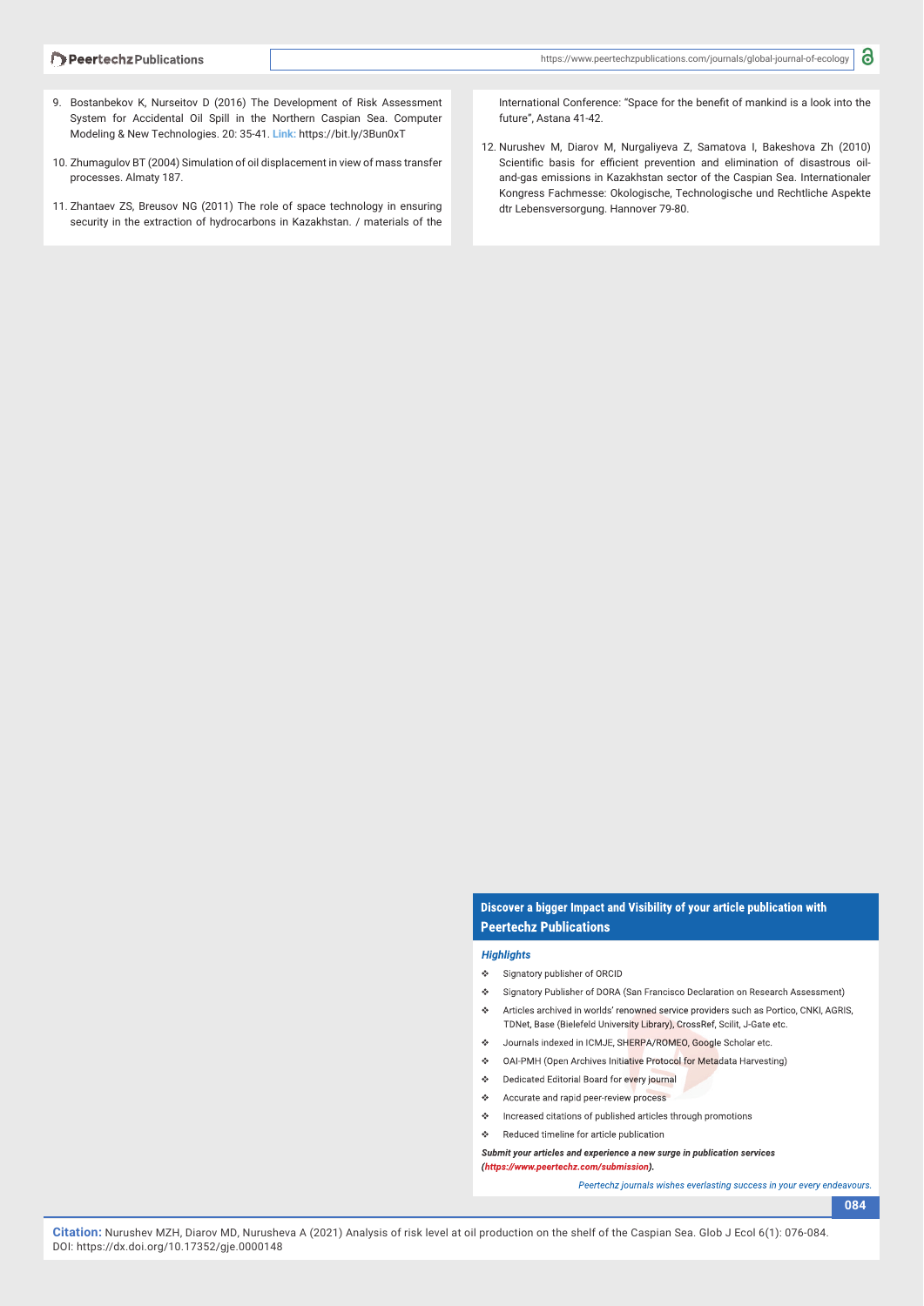9. Bostanbekov K, Nurseitov D (2016) The Development of Risk Assessment System for Accidental Oil Spill in the Northern Caspian Sea. Computer Modeling & New Technologies. 20: 35-41. **Link:** https://bit.ly/3Bun0xT

10. Zhumagulov BT (2004) Simulation of oil displacement in view of mass transfer processes. Almaty 187.

11. Zhantaev ZS, Breusov NG (2011) The role of space technology in ensuring security in the extraction of hydrocarbons in Kazakhstan. / materials of the International Conference: "Space for the benefit of mankind is a look into the future", Astana 41-42.

12. Nurushev M, Diarov M, Nurgaliyeva Z, Samatova I, Bakeshova Zh (2010) Scientific basis for efficient prevention and elimination of disastrous oil-and-gas emissions in Kazakhstan sector of the Caspian Sea. Internationaler Kongress Fachmesse: Okologische, Technologische und Rechtliche Aspekte dtr Lebensversorgung. Hannover 79-80.

**Discover a bigger Impact and Visibility of your article publication with Peertechz Publications**

***Highlights***

- Signatory publisher of ORCID
- Signatory Publisher of DORA (San Francisco Declaration on Research Assessment)
- Articles archived in worlds' renowned service providers such as Portico, CNKI, AGRIS, TDNet, Base (Bielefeld University Library), CrossRef, Scilit, J-Gate etc.
- Journals indexed in ICMJE, SHERPA/ROMEO, Google Scholar etc.
- OAI-PMH (Open Archives Initiative Protocol for Metadata Harvesting)
- Dedicated Editorial Board for every journal
- Accurate and rapid peer-review process
- Increased citations of published articles through promotions
- Reduced timeline for article publication

***Submit your articles and experience a new surge in publication services (https://www.peertechz.com/submission).***

*Peertechz journals wishes everlasting success in your every endeavours.*

**Citation:** Nurushev MZH, Diarov MD, Nurusheva A (2021) Analysis of risk level at oil production on the shelf of the Caspian Sea. Glob J Ecol 6(1): 076-084. DOI: https://dx.doi.org/10.17352/gje.0000148